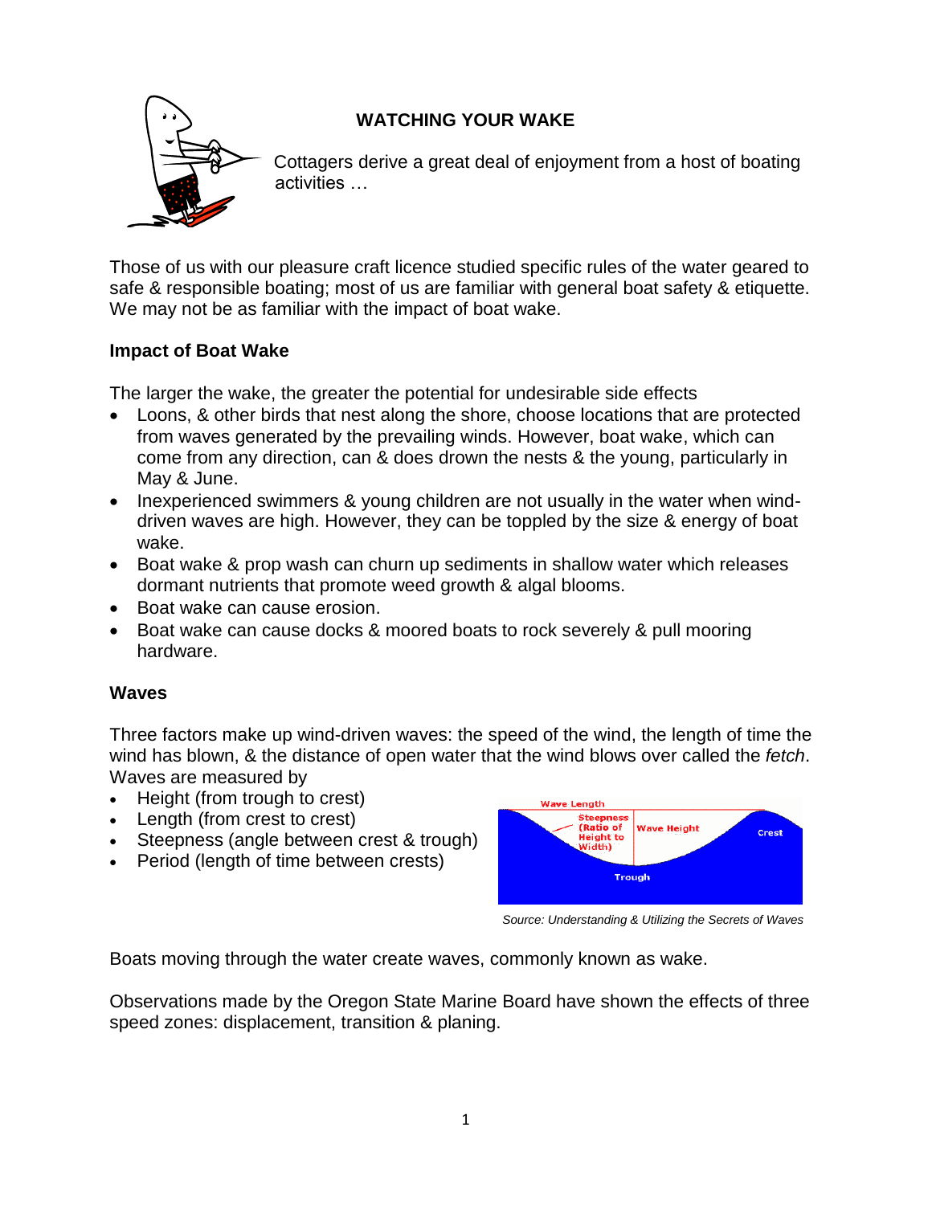# WATCHING YOUR WAKE

Cottagers derive a great deal of enjoyment from a host of boating activities …

Those of us with our pleasure craft licence studied specific rules of the water geared to safe & responsible boating; most of us are familiar with general boat safety & etiquette. We may not be as familiar with the impact of boat wake.

## Impact of Boat Wake

The larger the wake, the greater the potential for undesirable side effects

- Loons, & other birds that nest along the shore, choose locations that are protected from waves generated by the prevailing winds. However, boat wake, which can come from any direction, can & does drown the nests & the young, particularly in May & June.
- Inexperienced swimmers & young children are not usually in the water when wind-driven waves are high. However, they can be toppled by the size & energy of boat wake.
- Boat wake & prop wash can churn up sediments in shallow water which releases dormant nutrients that promote weed growth & algal blooms.
- Boat wake can cause erosion.
- Boat wake can cause docks & moored boats to rock severely & pull mooring hardware.

## Waves

Three factors make up wind-driven waves: the speed of the wind, the length of time the wind has blown, & the distance of open water that the wind blows over called the *fetch*. Waves are measured by

- Height (from trough to crest)
- Length (from crest to crest)
- Steepness (angle between crest & trough)
- Period (length of time between crests)

*Source: Understanding & Utilizing the Secrets of Waves*

Boats moving through the water create waves, commonly known as wake.

Observations made by the Oregon State Marine Board have shown the effects of three speed zones: displacement, transition & planing.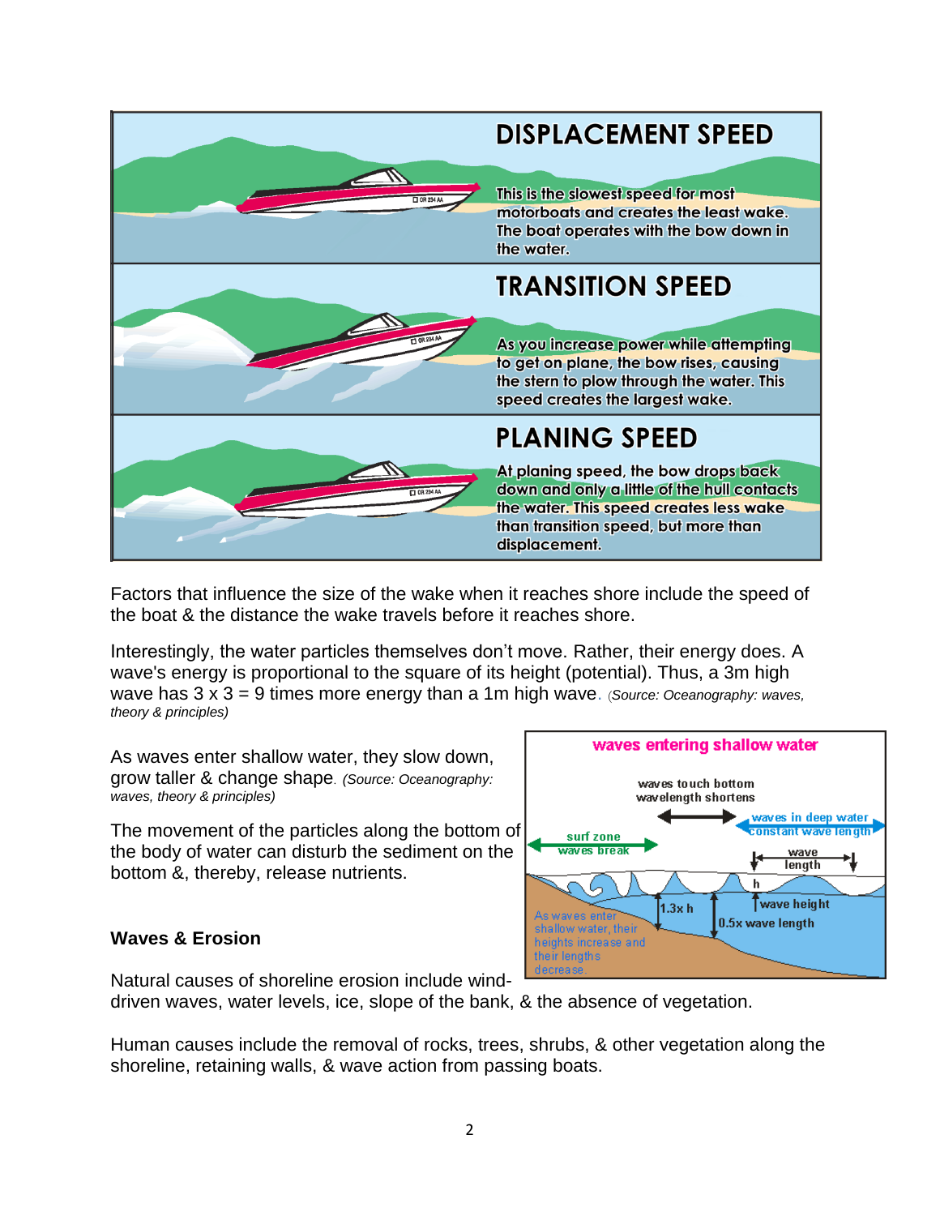## DISPLACEMENT SPEED

This is the slowest speed for most motorboats and creates the least wake. The boat operates with the bow down in the water.

## TRANSITION SPEED

As you increase power while attempting to get on plane, the bow rises, causing the stern to plow through the water. This speed creates the largest wake.

## PLANING SPEED

At planing speed, the bow drops back down and only a little of the hull contacts the water. This speed creates less wake than transition speed, but more than displacement.

Factors that influence the size of the wake when it reaches shore include the speed of the boat & the distance the wake travels before it reaches shore.

Interestingly, the water particles themselves don't move. Rather, their energy does. A wave's energy is proportional to the square of its height (potential). Thus, a 3m high wave has 3 x 3 = 9 times more energy than a 1m high wave. *(Source: Oceanography: waves, theory & principles)*

As waves enter shallow water, they slow down, grow taller & change shape. *(Source: Oceanography: waves, theory & principles)*

The movement of the particles along the bottom of the body of water can disturb the sediment on the bottom &, thereby, release nutrients.

**waves entering shallow water**

waves touch bottom wavelength shortens

waves in deep water constant wave length

surf zone waves break

wave length

h

wave height

1.3x h

0.5x wave length

As waves enter shallow water, their heights increase and their lengths decrease.

### Waves & Erosion

Natural causes of shoreline erosion include wind-driven waves, water levels, ice, slope of the bank, & the absence of vegetation.

Human causes include the removal of rocks, trees, shrubs, & other vegetation along the shoreline, retaining walls, & wave action from passing boats.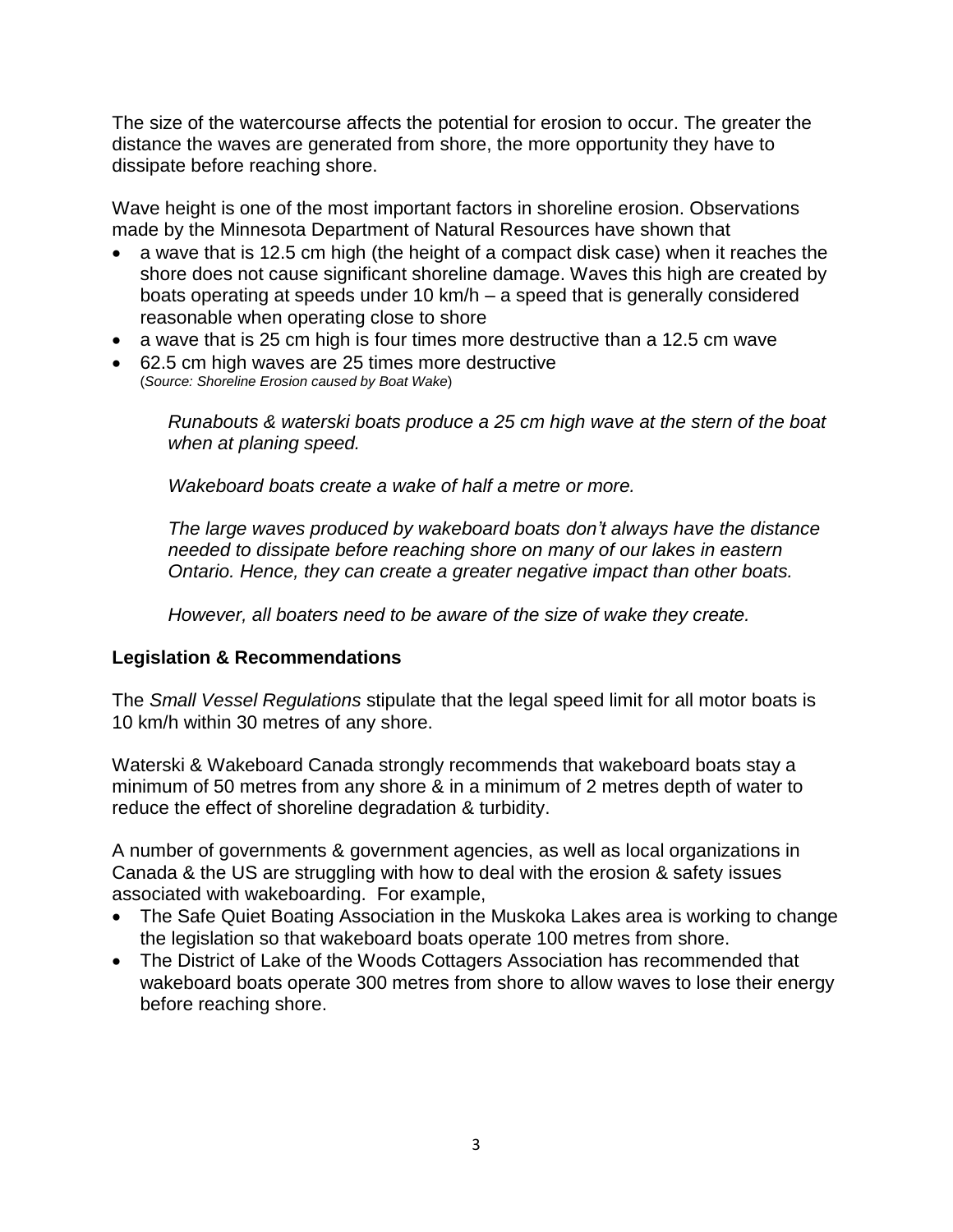The size of the watercourse affects the potential for erosion to occur. The greater the distance the waves are generated from shore, the more opportunity they have to dissipate before reaching shore.

Wave height is one of the most important factors in shoreline erosion. Observations made by the Minnesota Department of Natural Resources have shown that

- a wave that is 12.5 cm high (the height of a compact disk case) when it reaches the shore does not cause significant shoreline damage. Waves this high are created by boats operating at speeds under 10 km/h – a speed that is generally considered reasonable when operating close to shore
- a wave that is 25 cm high is four times more destructive than a 12.5 cm wave
- 62.5 cm high waves are 25 times more destructive
  (*Source: Shoreline Erosion caused by Boat Wake*)

> *Runabouts & waterski boats produce a 25 cm high wave at the stern of the boat when at planing speed.*
>
> *Wakeboard boats create a wake of half a metre or more.*
>
> *The large waves produced by wakeboard boats don't always have the distance needed to dissipate before reaching shore on many of our lakes in eastern Ontario. Hence, they can create a greater negative impact than other boats.*
>
> *However, all boaters need to be aware of the size of wake they create.*

## Legislation & Recommendations

The *Small Vessel Regulations* stipulate that the legal speed limit for all motor boats is 10 km/h within 30 metres of any shore.

Waterski & Wakeboard Canada strongly recommends that wakeboard boats stay a minimum of 50 metres from any shore & in a minimum of 2 metres depth of water to reduce the effect of shoreline degradation & turbidity.

A number of governments & government agencies, as well as local organizations in Canada & the US are struggling with how to deal with the erosion & safety issues associated with wakeboarding. For example,

- The Safe Quiet Boating Association in the Muskoka Lakes area is working to change the legislation so that wakeboard boats operate 100 metres from shore.
- The District of Lake of the Woods Cottagers Association has recommended that wakeboard boats operate 300 metres from shore to allow waves to lose their energy before reaching shore.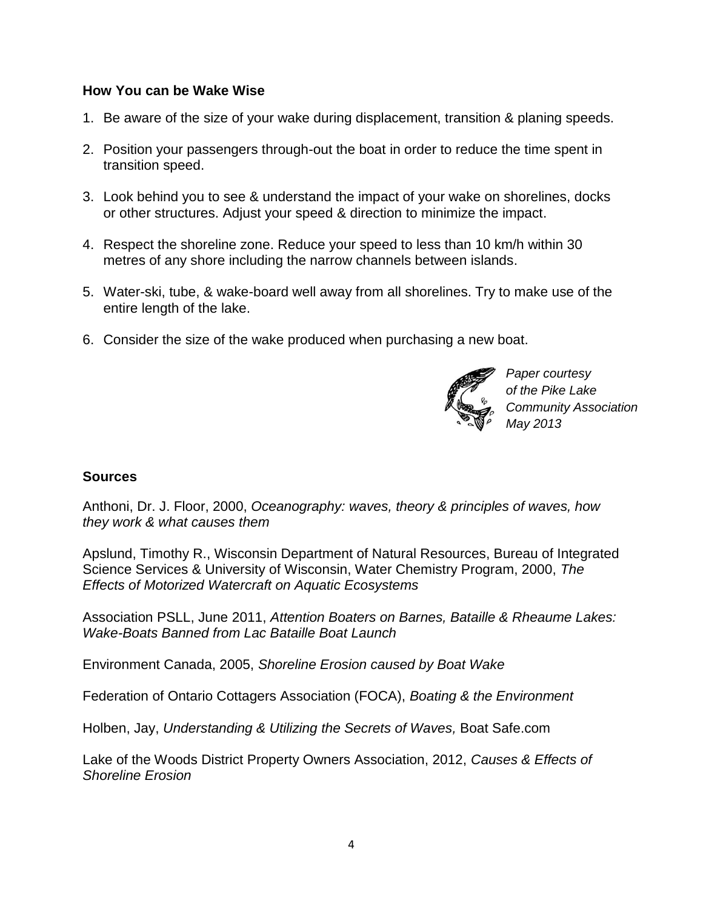**How You can be Wake Wise**

1. Be aware of the size of your wake during displacement, transition & planing speeds.
2. Position your passengers through-out the boat in order to reduce the time spent in transition speed.
3. Look behind you to see & understand the impact of your wake on shorelines, docks or other structures. Adjust your speed & direction to minimize the impact.
4. Respect the shoreline zone. Reduce your speed to less than 10 km/h within 30 metres of any shore including the narrow channels between islands.
5. Water-ski, tube, & wake-board well away from all shorelines. Try to make use of the entire length of the lake.
6. Consider the size of the wake produced when purchasing a new boat.

*Paper courtesy of the Pike Lake Community Association May 2013*

**Sources**

Anthoni, Dr. J. Floor, 2000, *Oceanography: waves, theory & principles of waves, how they work & what causes them*

Apslund, Timothy R., Wisconsin Department of Natural Resources, Bureau of Integrated Science Services & University of Wisconsin, Water Chemistry Program, 2000, *The Effects of Motorized Watercraft on Aquatic Ecosystems*

Association PSLL, June 2011, *Attention Boaters on Barnes, Bataille & Rheaume Lakes: Wake-Boats Banned from Lac Bataille Boat Launch*

Environment Canada, 2005, *Shoreline Erosion caused by Boat Wake*

Federation of Ontario Cottagers Association (FOCA), *Boating & the Environment*

Holben, Jay, *Understanding & Utilizing the Secrets of Waves,* Boat Safe.com

Lake of the Woods District Property Owners Association, 2012, *Causes & Effects of Shoreline Erosion*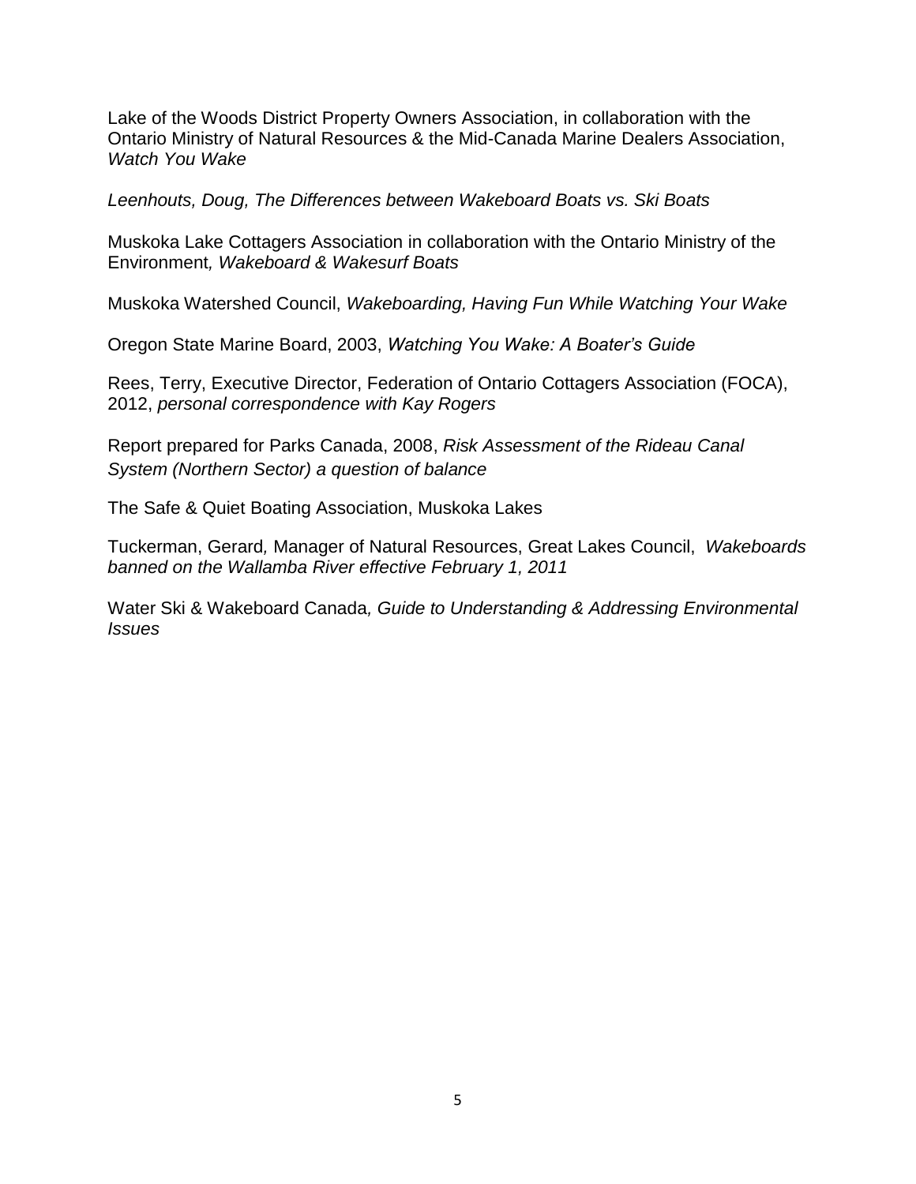Lake of the Woods District Property Owners Association, in collaboration with the Ontario Ministry of Natural Resources & the Mid-Canada Marine Dealers Association, *Watch You Wake*

*Leenhouts, Doug, The Differences between Wakeboard Boats vs. Ski Boats*

Muskoka Lake Cottagers Association in collaboration with the Ontario Ministry of the Environment*, Wakeboard & Wakesurf Boats*

Muskoka Watershed Council, *Wakeboarding, Having Fun While Watching Your Wake*

Oregon State Marine Board, 2003, *Watching You Wake: A Boater's Guide*

Rees, Terry, Executive Director, Federation of Ontario Cottagers Association (FOCA), 2012, *personal correspondence with Kay Rogers*

Report prepared for Parks Canada, 2008, *Risk Assessment of the Rideau Canal System (Northern Sector) a question of balance*

The Safe & Quiet Boating Association, Muskoka Lakes

Tuckerman, Gerard*,* Manager of Natural Resources, Great Lakes Council, *Wakeboards banned on the Wallamba River effective February 1, 2011*

Water Ski & Wakeboard Canada*, Guide to Understanding & Addressing Environmental Issues*